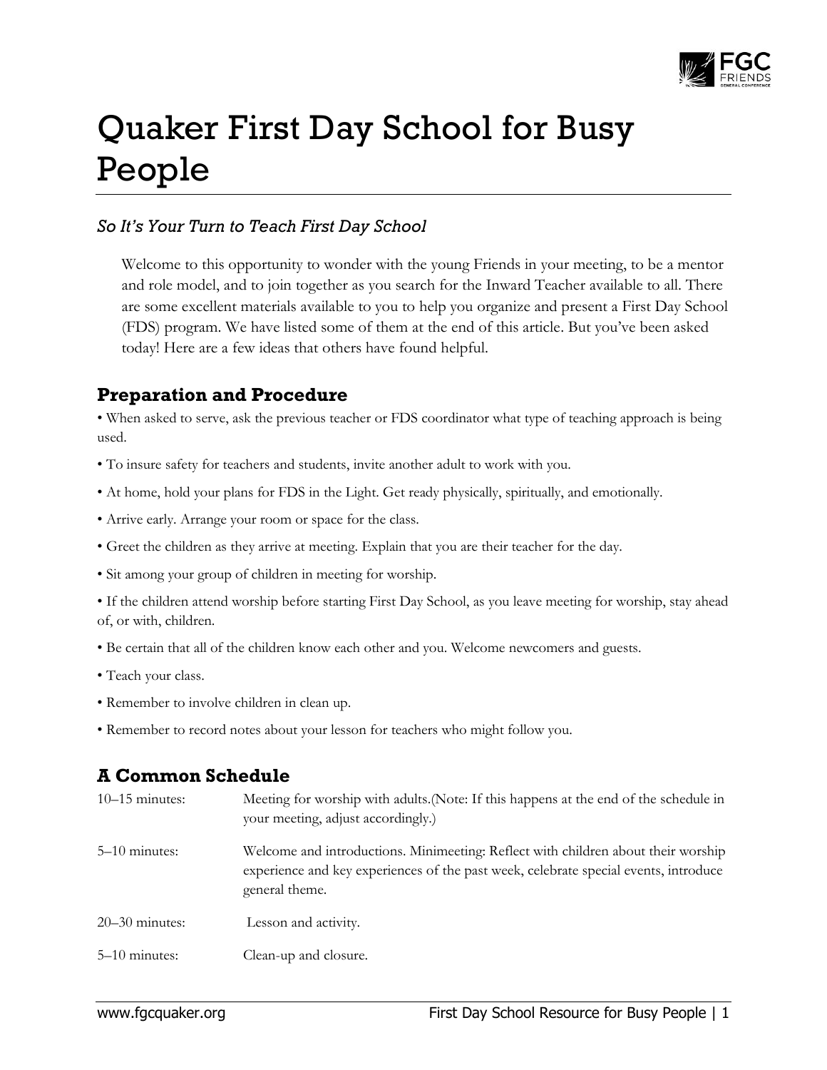# Quaker First Day School for Busy People

*So It's Your Turn to Teach First Day School*

Welcome to this opportunity to wonder with the young Friends in your meeting, to be a mentor and role model, and to join together as you search for the Inward Teacher available to all. There are some excellent materials available to you to help you organize and present a First Day School (FDS) program. We have listed some of them at the end of this article. But you've been asked today! Here are a few ideas that others have found helpful.

## Preparation and Procedure

- When asked to serve, ask the previous teacher or FDS coordinator what type of teaching approach is being used.
- To insure safety for teachers and students, invite another adult to work with you.
- At home, hold your plans for FDS in the Light. Get ready physically, spiritually, and emotionally.
- Arrive early. Arrange your room or space for the class.
- Greet the children as they arrive at meeting. Explain that you are their teacher for the day.
- Sit among your group of children in meeting for worship.
- If the children attend worship before starting First Day School, as you leave meeting for worship, stay ahead of, or with, children.
- Be certain that all of the children know each other and you. Welcome newcomers and guests.
- Teach your class.
- Remember to involve children in clean up.
- Remember to record notes about your lesson for teachers who might follow you.

## A Common Schedule

| | |
|---|---|
| 10–15 minutes: | Meeting for worship with adults.(Note: If this happens at the end of the schedule in your meeting, adjust accordingly.) |
| 5–10 minutes: | Welcome and introductions. Minimeeting: Reflect with children about their worship experience and key experiences of the past week, celebrate special events, introduce general theme. |
| 20–30 minutes: | Lesson and activity. |
| 5–10 minutes: | Clean-up and closure. |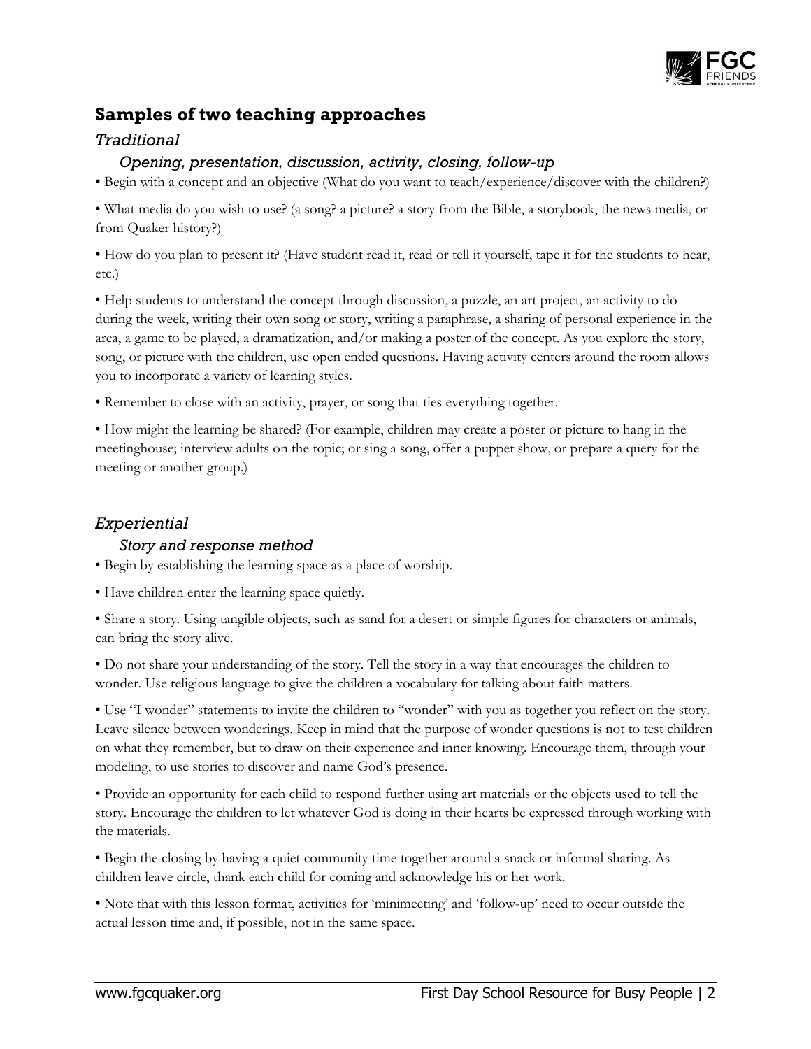## Samples of two teaching approaches

### *Traditional*

#### *Opening, presentation, discussion, activity, closing, follow-up*

• Begin with a concept and an objective (What do you want to teach/experience/discover with the children?)

• What media do you wish to use? (a song? a picture? a story from the Bible, a storybook, the news media, or from Quaker history?)

• How do you plan to present it? (Have student read it, read or tell it yourself, tape it for the students to hear, etc.)

• Help students to understand the concept through discussion, a puzzle, an art project, an activity to do during the week, writing their own song or story, writing a paraphrase, a sharing of personal experience in the area, a game to be played, a dramatization, and/or making a poster of the concept. As you explore the story, song, or picture with the children, use open ended questions. Having activity centers around the room allows you to incorporate a variety of learning styles.

• Remember to close with an activity, prayer, or song that ties everything together.

• How might the learning be shared? (For example, children may create a poster or picture to hang in the meetinghouse; interview adults on the topic; or sing a song, offer a puppet show, or prepare a query for the meeting or another group.)

### *Experiential*

#### *Story and response method*

• Begin by establishing the learning space as a place of worship.

• Have children enter the learning space quietly.

• Share a story. Using tangible objects, such as sand for a desert or simple figures for characters or animals, can bring the story alive.

• Do not share your understanding of the story. Tell the story in a way that encourages the children to wonder. Use religious language to give the children a vocabulary for talking about faith matters.

• Use "I wonder" statements to invite the children to "wonder" with you as together you reflect on the story. Leave silence between wonderings. Keep in mind that the purpose of wonder questions is not to test children on what they remember, but to draw on their experience and inner knowing. Encourage them, through your modeling, to use stories to discover and name God's presence.

• Provide an opportunity for each child to respond further using art materials or the objects used to tell the story. Encourage the children to let whatever God is doing in their hearts be expressed through working with the materials.

• Begin the closing by having a quiet community time together around a snack or informal sharing. As children leave circle, thank each child for coming and acknowledge his or her work.

• Note that with this lesson format, activities for 'minimeeting' and 'follow-up' need to occur outside the actual lesson time and, if possible, not in the same space.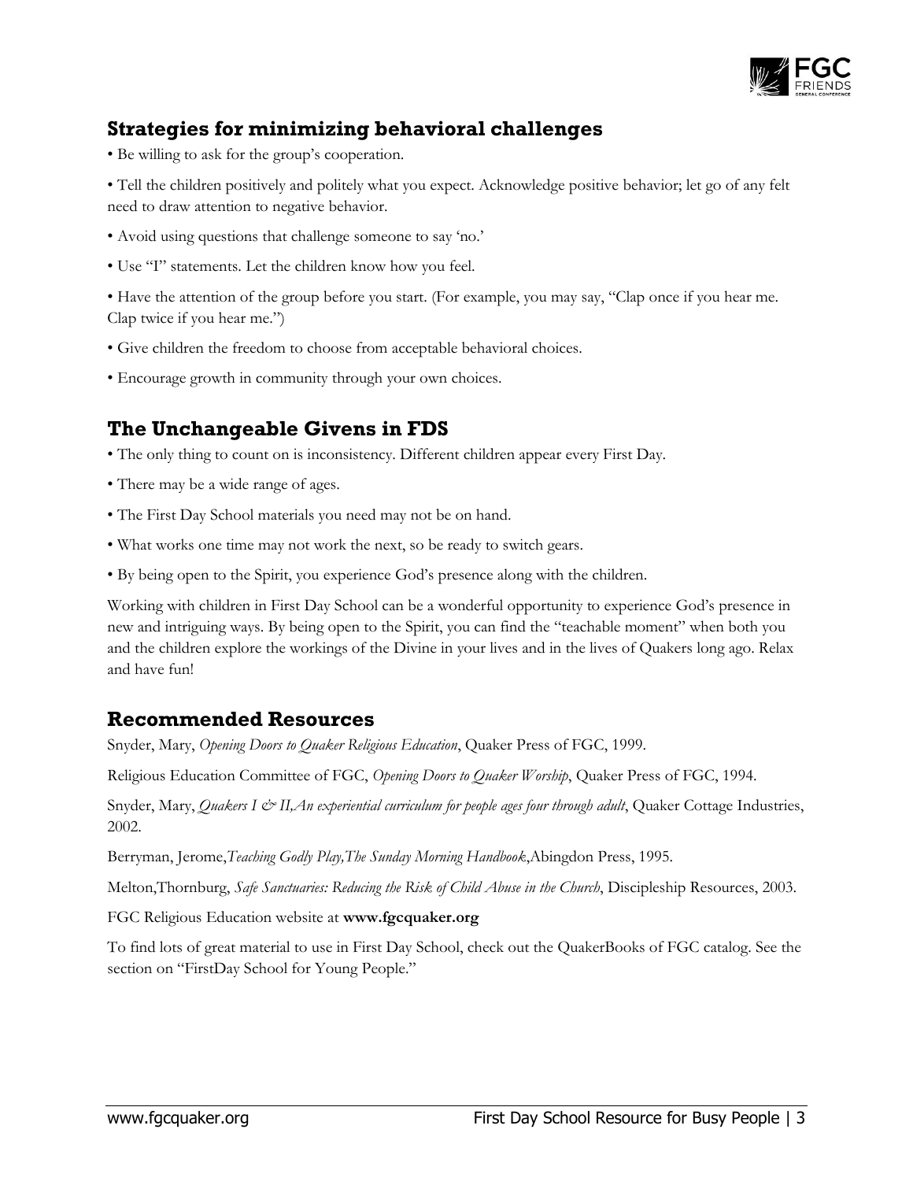## Strategies for minimizing behavioral challenges

- Be willing to ask for the group's cooperation.
- Tell the children positively and politely what you expect. Acknowledge positive behavior; let go of any felt need to draw attention to negative behavior.
- Avoid using questions that challenge someone to say 'no.'
- Use "I" statements. Let the children know how you feel.
- Have the attention of the group before you start. (For example, you may say, "Clap once if you hear me. Clap twice if you hear me.")
- Give children the freedom to choose from acceptable behavioral choices.
- Encourage growth in community through your own choices.

## The Unchangeable Givens in FDS

- The only thing to count on is inconsistency. Different children appear every First Day.
- There may be a wide range of ages.
- The First Day School materials you need may not be on hand.
- What works one time may not work the next, so be ready to switch gears.
- By being open to the Spirit, you experience God's presence along with the children.

Working with children in First Day School can be a wonderful opportunity to experience God's presence in new and intriguing ways. By being open to the Spirit, you can find the "teachable moment" when both you and the children explore the workings of the Divine in your lives and in the lives of Quakers long ago. Relax and have fun!

## Recommended Resources

Snyder, Mary, *Opening Doors to Quaker Religious Education*, Quaker Press of FGC, 1999.

Religious Education Committee of FGC, *Opening Doors to Quaker Worship*, Quaker Press of FGC, 1994.

Snyder, Mary, *Quakers I & II,An experiential curriculum for people ages four through adult*, Quaker Cottage Industries, 2002.

Berryman, Jerome,*Teaching Godly Play,The Sunday Morning Handbook*,Abingdon Press, 1995.

Melton,Thornburg, *Safe Sanctuaries: Reducing the Risk of Child Abuse in the Church*, Discipleship Resources, 2003.

FGC Religious Education website at **www.fgcquaker.org**

To find lots of great material to use in First Day School, check out the QuakerBooks of FGC catalog. See the section on "FirstDay School for Young People."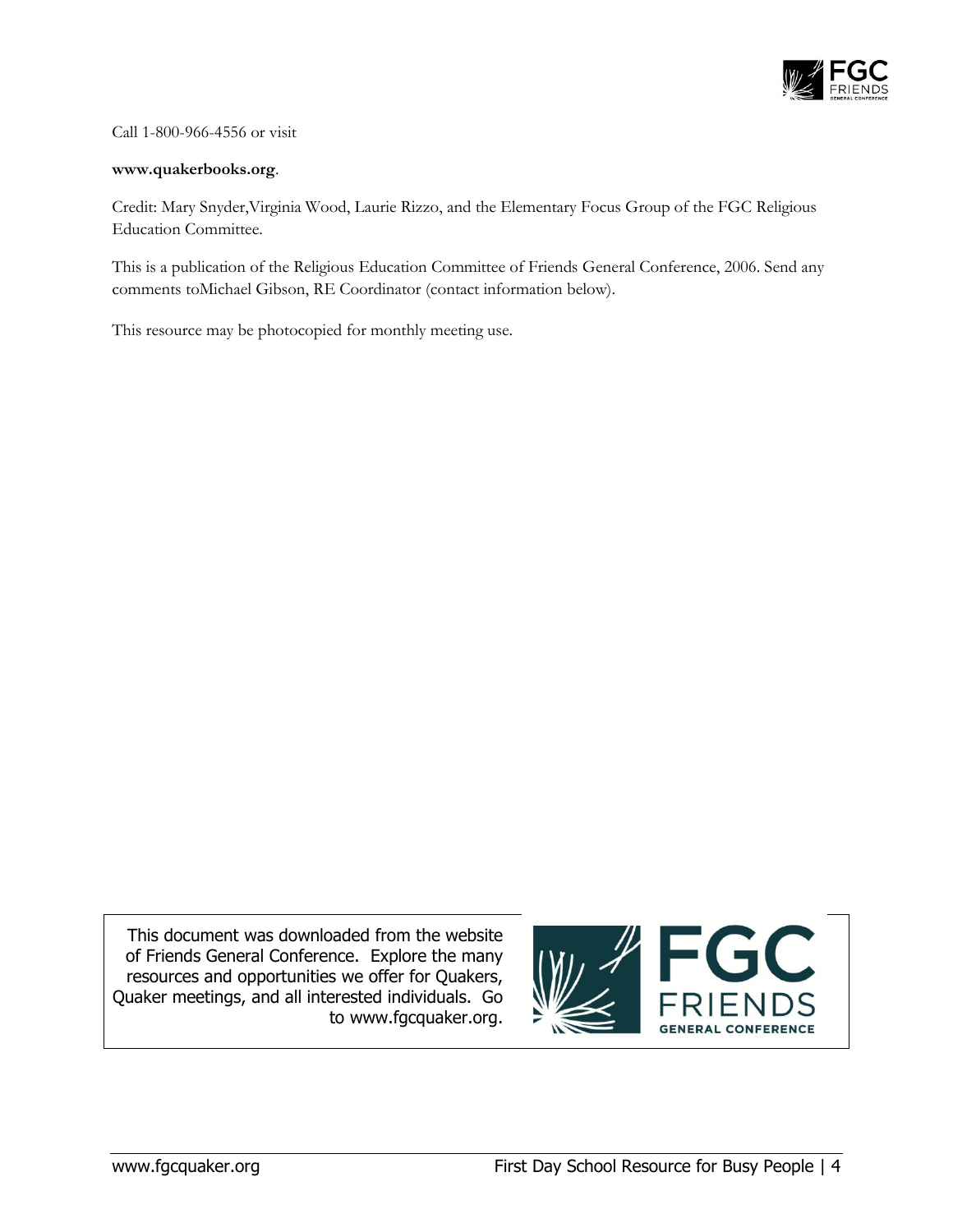Call 1-800-966-4556 or visit

**www.quakerbooks.org**.

Credit: Mary Snyder,Virginia Wood, Laurie Rizzo, and the Elementary Focus Group of the FGC Religious Education Committee.

This is a publication of the Religious Education Committee of Friends General Conference, 2006. Send any comments toMichael Gibson, RE Coordinator (contact information below).

This resource may be photocopied for monthly meeting use.

This document was downloaded from the website of Friends General Conference. Explore the many resources and opportunities we offer for Quakers, Quaker meetings, and all interested individuals. Go to www.fgcquaker.org.